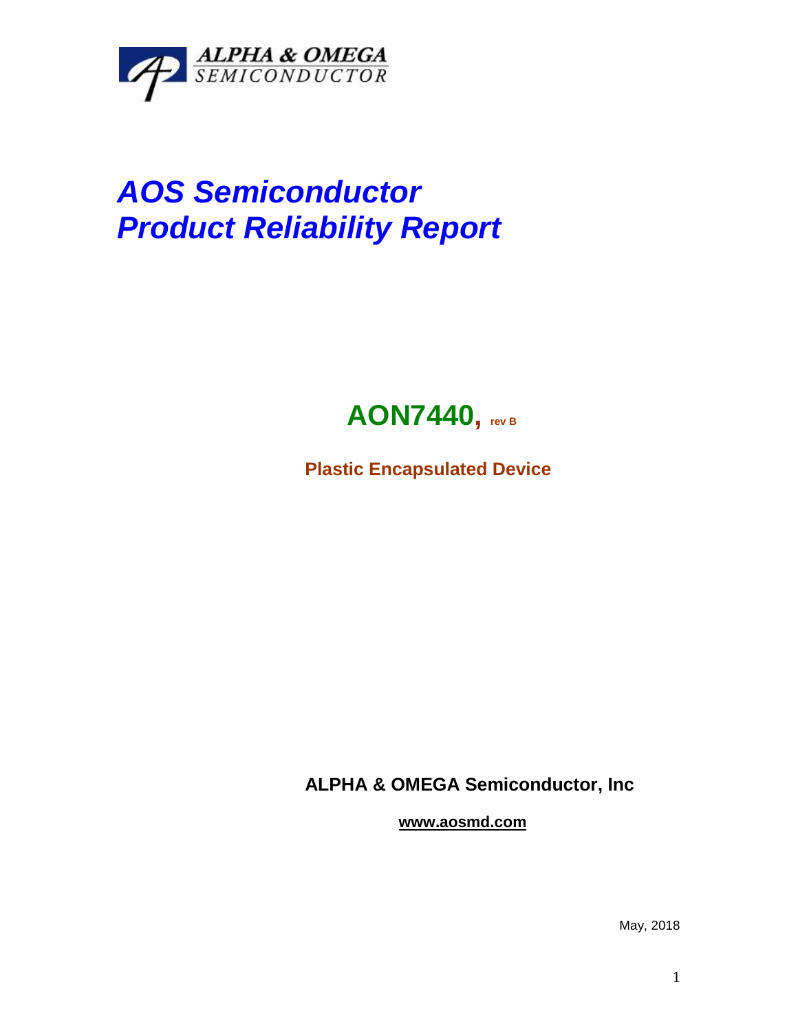ALPHA & OMEGA
SEMICONDUCTOR

# *AOS Semiconductor*
# *Product Reliability Report*

## AON7440, rev B

**Plastic Encapsulated Device**

**ALPHA & OMEGA Semiconductor, Inc**

**www.aosmd.com**

May, 2018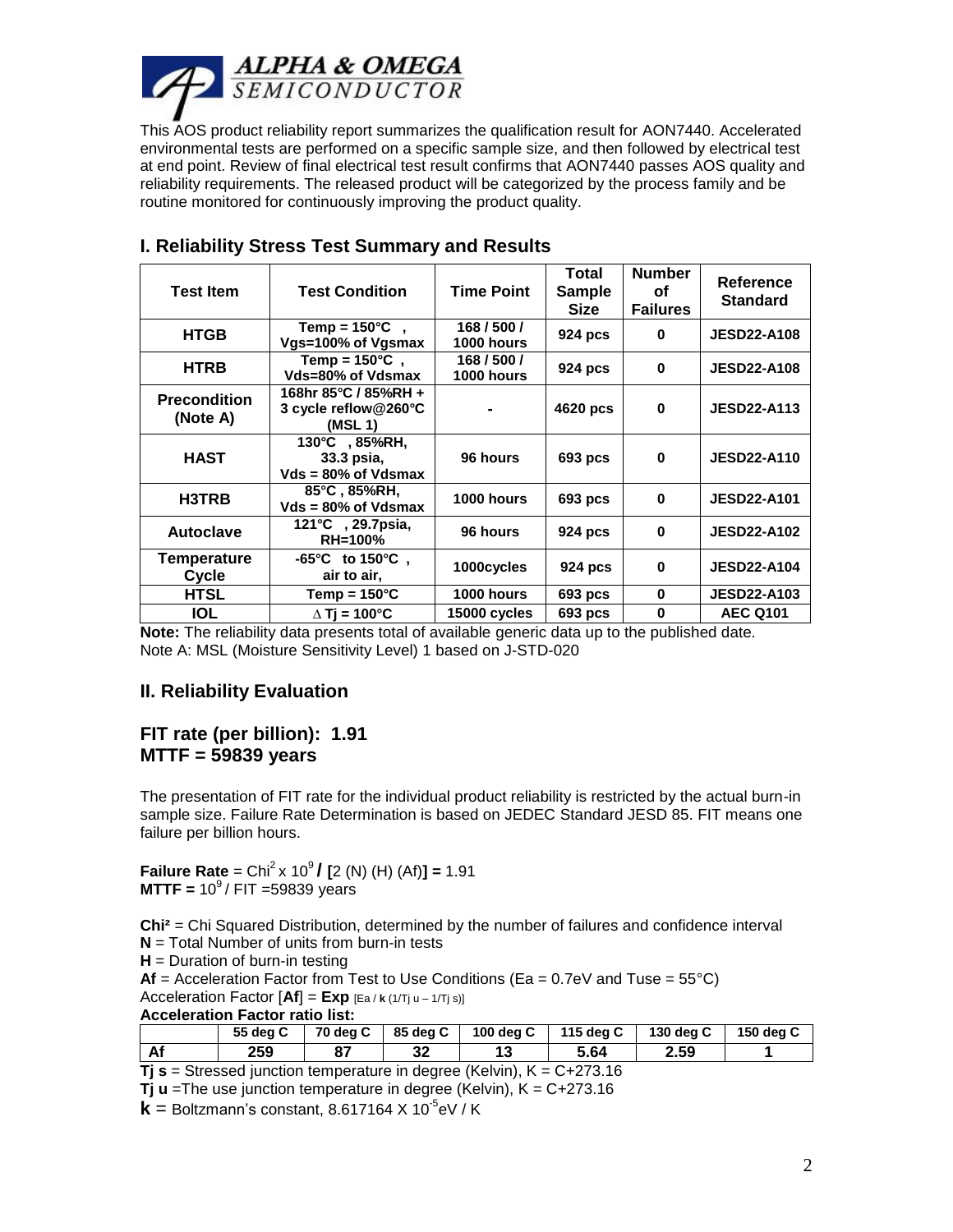ALPHA & OMEGA SEMICONDUCTOR

This AOS product reliability report summarizes the qualification result for AON7440. Accelerated environmental tests are performed on a specific sample size, and then followed by electrical test at end point. Review of final electrical test result confirms that AON7440 passes AOS quality and reliability requirements. The released product will be categorized by the process family and be routine monitored for continuously improving the product quality.

## I. Reliability Stress Test Summary and Results

| Test Item | Test Condition | Time Point | Total Sample Size | Number of Failures | Reference Standard |
|---|---|---|---|---|---|
| HTGB | Temp = 150°C , Vgs=100% of Vgsmax | 168 / 500 / 1000 hours | 924 pcs | 0 | JESD22-A108 |
| HTRB | Temp = 150°C , Vds=80% of Vdsmax | 168 / 500 / 1000 hours | 924 pcs | 0 | JESD22-A108 |
| Precondition (Note A) | 168hr 85°C / 85%RH + 3 cycle reflow@260°C (MSL 1) | - | 4620 pcs | 0 | JESD22-A113 |
| HAST | 130°C , 85%RH, 33.3 psia, Vds = 80% of Vdsmax | 96 hours | 693 pcs | 0 | JESD22-A110 |
| H3TRB | 85°C , 85%RH, Vds = 80% of Vdsmax | 1000 hours | 693 pcs | 0 | JESD22-A101 |
| Autoclave | 121°C , 29.7psia, RH=100% | 96 hours | 924 pcs | 0 | JESD22-A102 |
| Temperature Cycle | -65°C to 150°C , air to air, | 1000cycles | 924 pcs | 0 | JESD22-A104 |
| HTSL | Temp = 150°C | 1000 hours | 693 pcs | 0 | JESD22-A103 |
| IOL | $\Delta$ Tj = 100°C | 15000 cycles | 693 pcs | 0 | AEC Q101 |

**Note:** The reliability data presents total of available generic data up to the published date.
Note A: MSL (Moisture Sensitivity Level) 1 based on J-STD-020

## II. Reliability Evaluation

### FIT rate (per billion): 1.91
### MTTF = 59839 years

The presentation of FIT rate for the individual product reliability is restricted by the actual burn-in sample size. Failure Rate Determination is based on JEDEC Standard JESD 85. FIT means one failure per billion hours.

**Failure Rate** = $Chi^2 \times 10^9$ **/ [**2 (N) (H) (Af)**] =** 1.91
**MTTF =** $10^9$ / FIT =59839 years

**Chi²** = Chi Squared Distribution, determined by the number of failures and confidence interval
**N** = Total Number of units from burn-in tests
**H** = Duration of burn-in testing
**Af** = Acceleration Factor from Test to Use Conditions (Ea = 0.7eV and Tuse = 55°C)
Acceleration Factor [**Af**] = **Exp** [Ea / **k** (1/Tj u – 1/Tj s)]

**Acceleration Factor ratio list:**

| | 55 deg C | 70 deg C | 85 deg C | 100 deg C | 115 deg C | 130 deg C | 150 deg C |
|---|---|---|---|---|---|---|---|
| Af | 259 | 87 | 32 | 13 | 5.64 | 2.59 | 1 |

**Tj s** = Stressed junction temperature in degree (Kelvin), K = C+273.16
**Tj u** =The use junction temperature in degree (Kelvin), K = C+273.16
**k** = Boltzmann's constant, $8.617164 \times 10^{-5}$eV / K